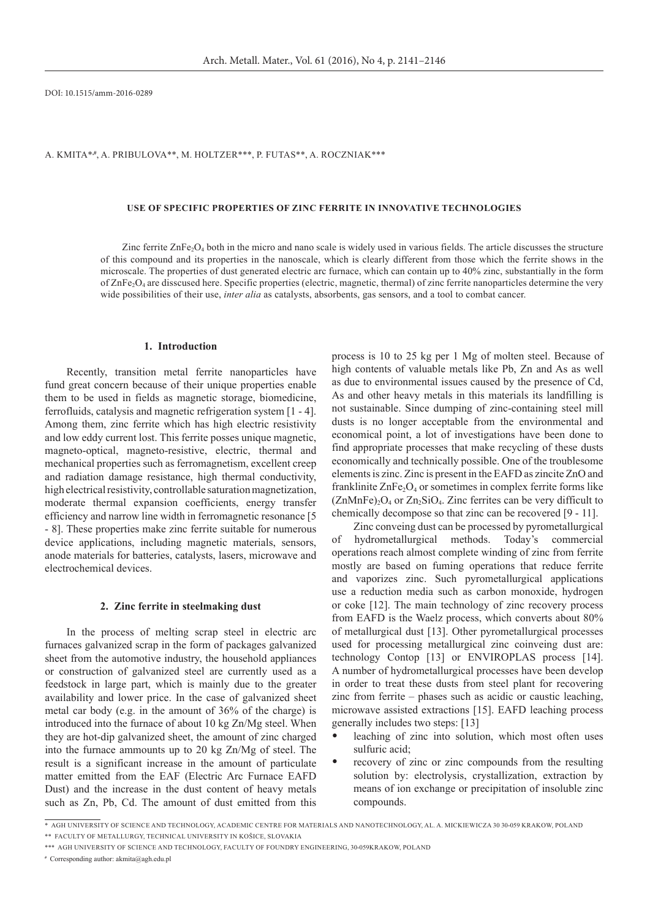DOI: 10.1515/amm-2016-0289

A. KMITA*,#, A. PRIBULOVA**, M. HOLTZER***, P. FUTAS**, A. ROCZNIAK***

# USE OF SPECIFIC PROPERTIES OF ZINC FERRITE IN INNOVATIVE TECHNOLOGIES

Zinc ferrite $ZnFe_2O_4$ both in the micro and nano scale is widely used in various fields. The article discusses the structure of this compound and its properties in the nanoscale, which is clearly different from those which the ferrite shows in the microscale. The properties of dust generated electric arc furnace, which can contain up to 40% zinc, substantially in the form of $ZnFe_2O_4$ are disscused here. Specific properties (electric, magnetic, thermal) of zinc ferrite nanoparticles determine the very wide possibilities of their use, *inter alia* as catalysts, absorbents, gas sensors, and a tool to combat cancer.

## 1. Introduction

Recently, transition metal ferrite nanoparticles have fund great concern because of their unique properties enable them to be used in fields as magnetic storage, biomedicine, ferrofluids, catalysis and magnetic refrigeration system [1 - 4]. Among them, zinc ferrite which has high electric resistivity and low eddy current lost. This ferrite posses unique magnetic, magneto-optical, magneto-resistive, electric, thermal and mechanical properties such as ferromagnetism, excellent creep and radiation damage resistance, high thermal conductivity, high electrical resistivity, controllable saturation magnetization, moderate thermal expansion coefficients, energy transfer efficiency and narrow line width in ferromagnetic resonance [5 - 8]. These properties make zinc ferrite suitable for numerous device applications, including magnetic materials, sensors, anode materials for batteries, catalysts, lasers, microwave and electrochemical devices.

## 2. Zinc ferrite in steelmaking dust

In the process of melting scrap steel in electric arc furnaces galvanized scrap in the form of packages galvanized sheet from the automotive industry, the household appliances or construction of galvanized steel are currently used as a feedstock in large part, which is mainly due to the greater availability and lower price. In the case of galvanized sheet metal car body (e.g. in the amount of 36% of the charge) is introduced into the furnace of about 10 kg Zn/Mg steel. When they are hot-dip galvanized sheet, the amount of zinc charged into the furnace ammounts up to 20 kg Zn/Mg of steel. The result is a significant increase in the amount of particulate matter emitted from the EAF (Electric Arc Furnace EAFD Dust) and the increase in the dust content of heavy metals such as Zn, Pb, Cd. The amount of dust emitted from this process is 10 to 25 kg per 1 Mg of molten steel. Because of high contents of valuable metals like Pb, Zn and As as well as due to environmental issues caused by the presence of Cd, As and other heavy metals in this materials its landfilling is not sustainable. Since dumping of zinc-containing steel mill dusts is no longer acceptable from the environmental and economical point, a lot of investigations have been done to find appropriate processes that make recycling of these dusts economically and technically possible. One of the troublesome elements is zinc. Zinc is present in the EAFD as zincite ZnO and franklinite $ZnFe_2O_4$ or sometimes in complex ferrite forms like $(ZnMnFe)_2O_4$ or $Zn_2SiO_4$. Zinc ferrites can be very difficult to chemically decompose so that zinc can be recovered [9 - 11].

Zinc conveing dust can be processed by pyrometallurgical of hydrometallurgical methods. Today's commercial operations reach almost complete winding of zinc from ferrite mostly are based on fuming operations that reduce ferrite and vaporizes zinc. Such pyrometallurgical applications use a reduction media such as carbon monoxide, hydrogen or coke [12]. The main technology of zinc recovery process from EAFD is the Waelz process, which converts about 80% of metallurgical dust [13]. Other pyrometallurgical processes used for processing metallurgical zinc coinveing dust are: technology Contop [13] or ENVIROPLAS process [14]. A number of hydrometallurgical processes have been develop in order to treat these dusts from steel plant for recovering zinc from ferrite – phases such as acidic or caustic leaching, microwave assisted extractions [15]. EAFD leaching process generally includes two steps: [13]

- leaching of zinc into solution, which most often uses sulfuric acid;
- recovery of zinc or zinc compounds from the resulting solution by: electrolysis, crystallization, extraction by means of ion exchange or precipitation of insoluble zinc compounds.

---

\* AGH UNIVERSITY OF SCIENCE AND TECHNOLOGY, ACADEMIC CENTRE FOR MATERIALS AND NANOTECHNOLOGY, AL. A. MICKIEWICZA 30 30-059 KRAKOW, POLAND

\*\* FACULTY OF METALLURGY, TECHNICAL UNIVERSITY IN KOŠICE, SLOVAKIA

\*\*\* AGH UNIVERSITY OF SCIENCE AND TECHNOLOGY, FACULTY OF FOUNDRY ENGINEERING, 30-059KRAKOW, POLAND

\# Corresponding author: akmita@agh.edu.pl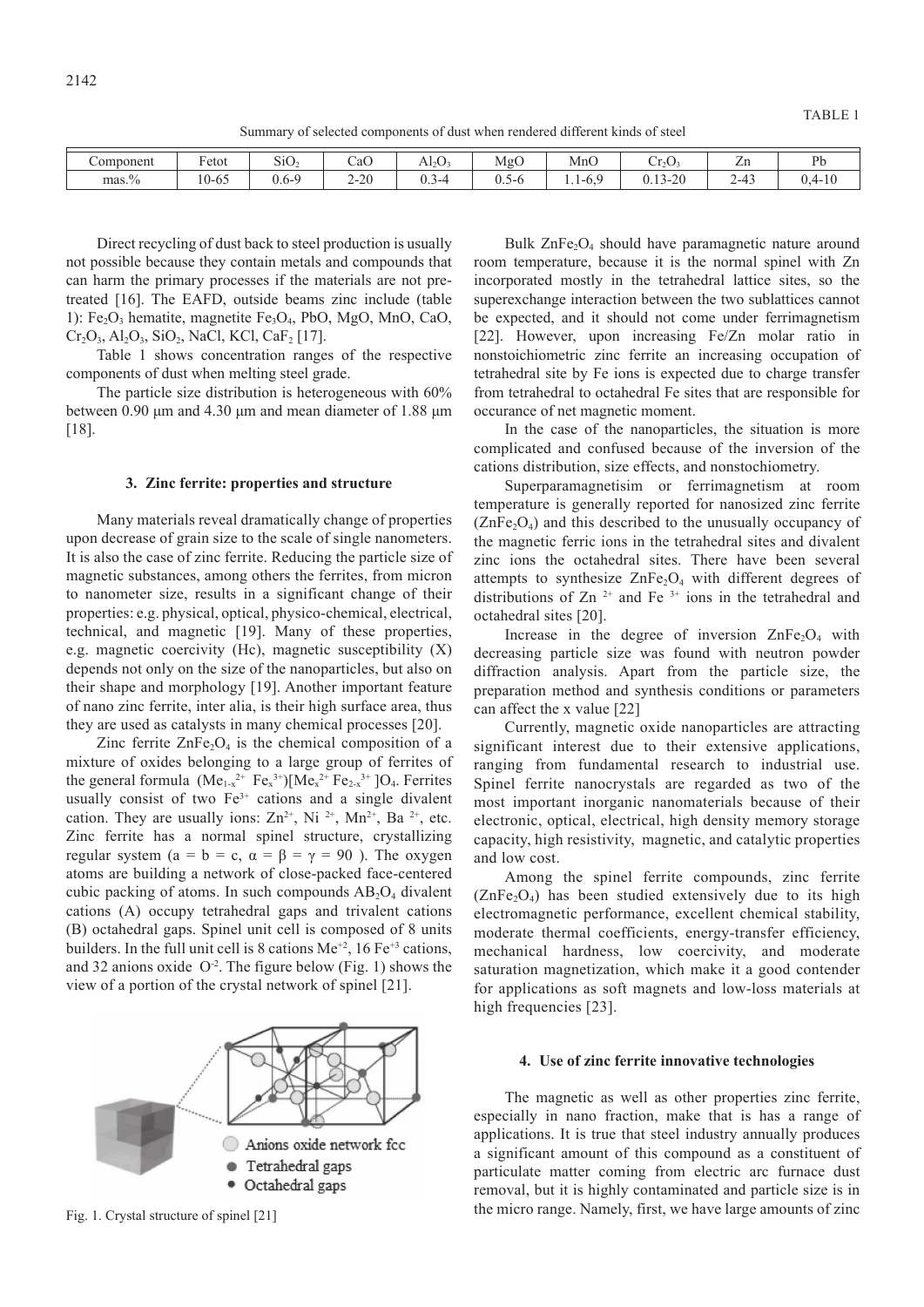TABLE 1

Summary of selected components of dust when rendered different kinds of steel

| Component | Fetot | $SiO_2$ | CaO | $Al_2O_3$ | MgO | MnO | $Cr_2O_3$ | Zn | Pb |
|---|---|---|---|---|---|---|---|---|---|
| mas.% | 10-65 | 0.6-9 | 2-20 | 0.3-4 | 0.5-6 | 1.1-6,9 | 0.13-20 | 2-43 | 0,4-10 |

Direct recycling of dust back to steel production is usually not possible because they contain metals and compounds that can harm the primary processes if the materials are not pre-treated [16]. The EAFD, outside beams zinc include (table 1): $Fe_2O_3$ hematite, magnetite $Fe_3O_4$, PbO, MgO, MnO, CaO, $Cr_2O_3$, $Al_2O_3$, $SiO_2$, NaCl, KCl, $CaF_2$ [17].

Table 1 shows concentration ranges of the respective components of dust when melting steel grade.

The particle size distribution is heterogeneous with 60% between 0.90 μm and 4.30 μm and mean diameter of 1.88 μm [18].

### 3. Zinc ferrite: properties and structure

Many materials reveal dramatically change of properties upon decrease of grain size to the scale of single nanometers. It is also the case of zinc ferrite. Reducing the particle size of magnetic substances, among others the ferrites, from micron to nanometer size, results in a significant change of their properties: e.g. physical, optical, physico-chemical, electrical, technical, and magnetic [19]. Many of these properties, e.g. magnetic coercivity (Hc), magnetic susceptibility (X) depends not only on the size of the nanoparticles, but also on their shape and morphology [19]. Another important feature of nano zinc ferrite, inter alia, is their high surface area, thus they are used as catalysts in many chemical processes [20].

Zinc ferrite $ZnFe_2O_4$ is the chemical composition of a mixture of oxides belonging to a large group of ferrites of the general formula $(Me_{1-x}^{2+}\ Fe_x^{3+})[Me_x^{2+}\ Fe_{2-x}^{3+}]O_4$. Ferrites usually consist of two $Fe^{3+}$ cations and a single divalent cation. They are usually ions: $Zn^{2+}$, $Ni^{2+}$, $Mn^{2+}$, $Ba^{2+}$, etc. Zinc ferrite has a normal spinel structure, crystallizing regular system ($a = b = c$, $\alpha = \beta = \gamma = 90$). The oxygen atoms are building a network of close-packed face-centered cubic packing of atoms. In such compounds $AB_2O_4$ divalent cations (A) occupy tetrahedral gaps and trivalent cations (B) octahedral gaps. Spinel unit cell is composed of 8 units builders. In the full unit cell is 8 cations $Me^{+2}$, 16 $Fe^{+3}$ cations, and 32 anions oxide $O^{-2}$. The figure below (Fig. 1) shows the view of a portion of the crystal network of spinel [21].

Anions oxide network fcc
Tetrahedral gaps
Octahedral gaps

Fig. 1. Crystal structure of spinel [21]

Bulk $ZnFe_2O_4$ should have paramagnetic nature around room temperature, because it is the normal spinel with Zn incorporated mostly in the tetrahedral lattice sites, so the superexchange interaction between the two sublattices cannot be expected, and it should not come under ferrimagnetism [22]. However, upon increasing Fe/Zn molar ratio in nonstoichiometric zinc ferrite an increasing occupation of tetrahedral site by Fe ions is expected due to charge transfer from tetrahedral to octahedral Fe sites that are responsible for occurance of net magnetic moment.

In the case of the nanoparticles, the situation is more complicated and confused because of the inversion of the cations distribution, size effects, and nonstochiometry.

Superparamagnetisim or ferrimagnetism at room temperature is generally reported for nanosized zinc ferrite ($ZnFe_2O_4$) and this described to the unusually occupancy of the magnetic ferric ions in the tetrahedral sites and divalent zinc ions the octahedral sites. There have been several attempts to synthesize $ZnFe_2O_4$ with different degrees of distributions of $Zn^{2+}$ and $Fe^{3+}$ ions in the tetrahedral and octahedral sites [20].

Increase in the degree of inversion $ZnFe_2O_4$ with decreasing particle size was found with neutron powder diffraction analysis. Apart from the particle size, the preparation method and synthesis conditions or parameters can affect the x value [22]

Currently, magnetic oxide nanoparticles are attracting significant interest due to their extensive applications, ranging from fundamental research to industrial use. Spinel ferrite nanocrystals are regarded as two of the most important inorganic nanomaterials because of their electronic, optical, electrical, high density memory storage capacity, high resistivity, magnetic, and catalytic properties and low cost.

Among the spinel ferrite compounds, zinc ferrite ($ZnFe_2O_4$) has been studied extensively due to its high electromagnetic performance, excellent chemical stability, moderate thermal coefficients, energy-transfer efficiency, mechanical hardness, low coercivity, and moderate saturation magnetization, which make it a good contender for applications as soft magnets and low-loss materials at high frequencies [23].

### 4. Use of zinc ferrite innovative technologies

The magnetic as well as other properties zinc ferrite, especially in nano fraction, make that is has a range of applications. It is true that steel industry annually produces a significant amount of this compound as a constituent of particulate matter coming from electric arc furnace dust removal, but it is highly contaminated and particle size is in the micro range. Namely, first, we have large amounts of zinc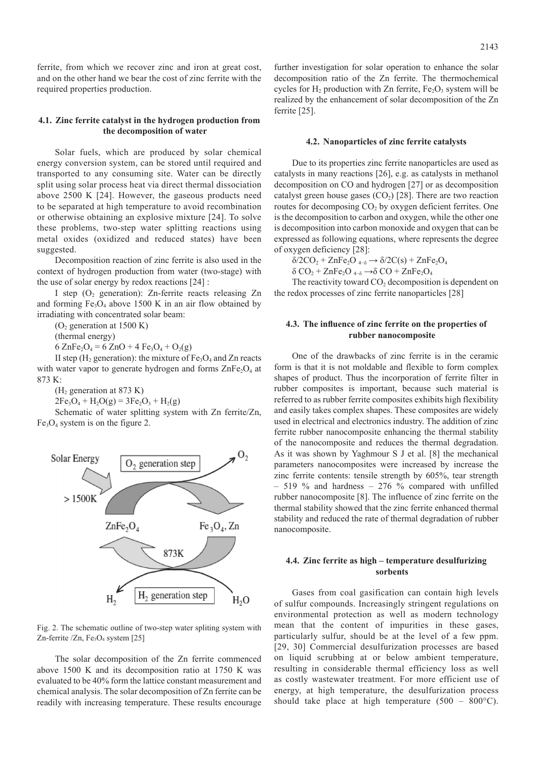ferrite, from which we recover zinc and iron at great cost, and on the other hand we bear the cost of zinc ferrite with the required properties production.

### 4.1. Zinc ferrite catalyst in the hydrogen production from the decomposition of water

Solar fuels, which are produced by solar chemical energy conversion system, can be stored until required and transported to any consuming site. Water can be directly split using solar process heat via direct thermal dissociation above 2500 K [24]. However, the gaseous products need to be separated at high temperature to avoid recombination or otherwise obtaining an explosive mixture [24]. To solve these problems, two-step water splitting reactions using metal oxides (oxidized and reduced states) have been suggested.

Decomposition reaction of zinc ferrite is also used in the context of hydrogen production from water (two-stage) with the use of solar energy by redox reactions [24] :

I step ($O_2$ generation): Zn-ferrite reacts releasing Zn and forming $Fe_3O_4$ above 1500 K in an air flow obtained by irradiating with concentrated solar beam:

($O_2$ generation at 1500 K)

(thermal energy)

$$6\,ZnFe_2O_4 = 6\,ZnO + 4\,Fe_3O_4 + O_2(g)$$

II step ($H_2$ generation): the mixture of $Fe_3O_4$ and Zn reacts with water vapor to generate hydrogen and forms $ZnFe_2O_4$ at 873 K:

($H_2$ generation at 873 K)

$$2Fe_3O_4 + H_2O(g) = 3Fe_2O_3 + H_2(g)$$

Schematic of water splitting system with Zn ferrite/Zn, $Fe_3O_4$ system is on the figure 2.

Solar Energy

> 1500K

$O_2$ generation step

$O_2$

$ZnFe_2O_4$

$Fe_3O_4$, Zn

873K

$H_2$

$H_2$ generation step

$H_2O$

Fig. 2. The schematic outline of two-step water spliting system with Zn-ferrite /Zn, $Fe_3O_4$ system [25]

The solar decomposition of the Zn ferrite commenced above 1500 K and its decomposition ratio at 1750 K was evaluated to be 40% form the lattice constant measurement and chemical analysis. The solar decomposition of Zn ferrite can be readily with increasing temperature. These results encourage further investigation for solar operation to enhance the solar decomposition ratio of the Zn ferrite. The thermochemical cycles for $H_2$ production with Zn ferrite, $Fe_2O_3$ system will be realized by the enhancement of solar decomposition of the Zn ferrite [25].

### 4.2. Nanoparticles of zinc ferrite catalysts

Due to its properties zinc ferrite nanoparticles are used as catalysts in many reactions [26], e.g. as catalysts in methanol decomposition on CO and hydrogen [27] or as decomposition catalyst green house gases ($CO_2$) [28]. There are two reaction routes for decomposing $CO_2$ by oxygen deficient ferrites. One is the decomposition to carbon and oxygen, while the other one is decomposition into carbon monoxide and oxygen that can be expressed as following equations, where represents the degree of oxygen deficiency [28]:

$$\delta/2CO_2 + ZnFe_2O_{4-\delta} \rightarrow \delta/2C(s) + ZnFe_2O_4$$

$$\delta\, CO_2 + ZnFe_2O_{4-\delta} \rightarrow \delta\, CO + ZnFe_2O_4$$

The reactivity toward $CO_2$ decomposition is dependent on the redox processes of zinc ferrite nanoparticles [28]

### 4.3. The influence of zinc ferrite on the properties of rubber nanocomposite

One of the drawbacks of zinc ferrite is in the ceramic form is that it is not moldable and flexible to form complex shapes of product. Thus the incorporation of ferrite filter in rubber composites is important, because such material is referred to as rubber ferrite composites exhibits high flexibility and easily takes complex shapes. These composites are widely used in electrical and electronics industry. The addition of zinc ferrite rubber nanocomposite enhancing the thermal stability of the nanocomposite and reduces the thermal degradation. As it was shown by Yaghmour S J et al. [8] the mechanical parameters nanocomposites were increased by increase the zinc ferrite contents: tensile strength by 605%, tear strength – 519 % and hardness – 276 % compared with unfilled rubber nanocomposite [8]. The influence of zinc ferrite on the thermal stability showed that the zinc ferrite enhanced thermal stability and reduced the rate of thermal degradation of rubber nanocomposite.

### 4.4. Zinc ferrite as high – temperature desulfurizing sorbents

Gases from coal gasification can contain high levels of sulfur compounds. Increasingly stringent regulations on environmental protection as well as modern technology mean that the content of impurities in these gases, particularly sulfur, should be at the level of a few ppm. [29, 30] Commercial desulfurization processes are based on liquid scrubbing at or below ambient temperature, resulting in considerable thermal efficiency loss as well as costly wastewater treatment. For more efficient use of energy, at high temperature, the desulfurization process should take place at high temperature (500 – 800°C).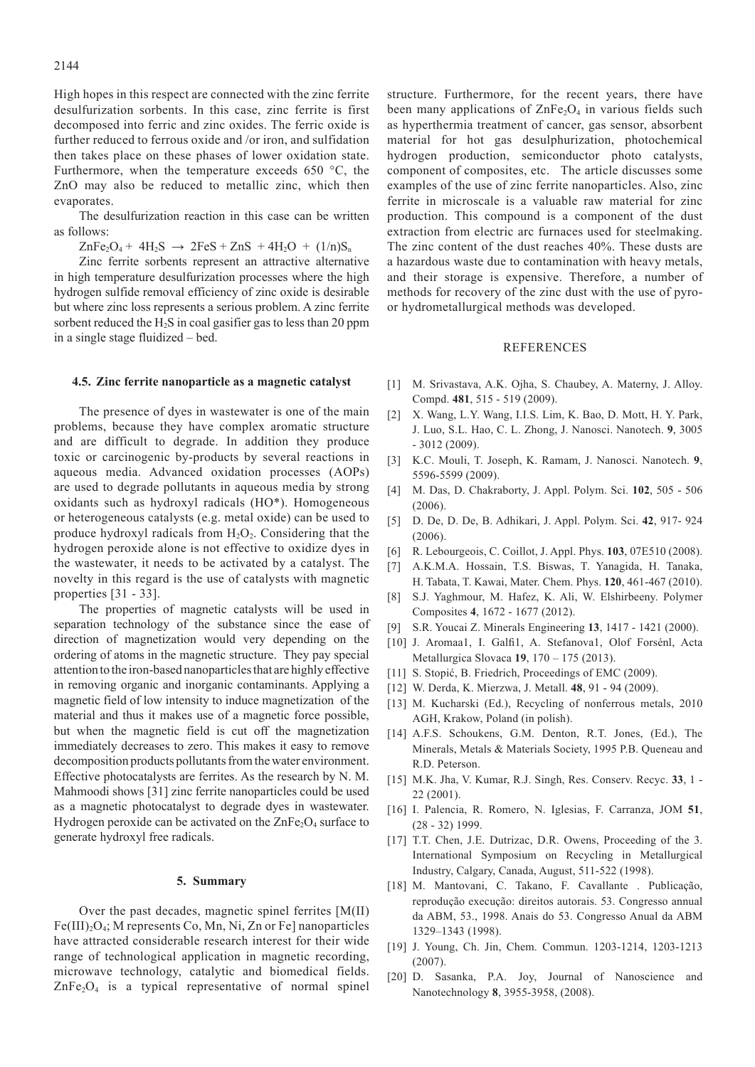High hopes in this respect are connected with the zinc ferrite desulfurization sorbents. In this case, zinc ferrite is first decomposed into ferric and zinc oxides. The ferric oxide is further reduced to ferrous oxide and /or iron, and sulfidation then takes place on these phases of lower oxidation state. Furthermore, when the temperature exceeds 650 °C, the ZnO may also be reduced to metallic zinc, which then evaporates.

The desulfurization reaction in this case can be written as follows:

$$ZnFe_2O_4 + 4H_2S \rightarrow 2FeS + ZnS + 4H_2O + (1/n)S_n$$

Zinc ferrite sorbents represent an attractive alternative in high temperature desulfurization processes where the high hydrogen sulfide removal efficiency of zinc oxide is desirable but where zinc loss represents a serious problem. A zinc ferrite sorbent reduced the $H_2S$ in coal gasifier gas to less than 20 ppm in a single stage fluidized – bed.

### 4.5. Zinc ferrite nanoparticle as a magnetic catalyst

The presence of dyes in wastewater is one of the main problems, because they have complex aromatic structure and are difficult to degrade. In addition they produce toxic or carcinogenic by-products by several reactions in aqueous media. Advanced oxidation processes (AOPs) are used to degrade pollutants in aqueous media by strong oxidants such as hydroxyl radicals (HO*). Homogeneous or heterogeneous catalysts (e.g. metal oxide) can be used to produce hydroxyl radicals from $H_2O_2$. Considering that the hydrogen peroxide alone is not effective to oxidize dyes in the wastewater, it needs to be activated by a catalyst. The novelty in this regard is the use of catalysts with magnetic properties [31 - 33].

The properties of magnetic catalysts will be used in separation technology of the substance since the ease of direction of magnetization would very depending on the ordering of atoms in the magnetic structure. They pay special attention to the iron-based nanoparticles that are highly effective in removing organic and inorganic contaminants. Applying a magnetic field of low intensity to induce magnetization of the material and thus it makes use of a magnetic force possible, but when the magnetic field is cut off the magnetization immediately decreases to zero. This makes it easy to remove decomposition products pollutants from the water environment. Effective photocatalysts are ferrites. As the research by N. M. Mahmoodi shows [31] zinc ferrite nanoparticles could be used as a magnetic photocatalyst to degrade dyes in wastewater. Hydrogen peroxide can be activated on the $ZnFe_2O_4$ surface to generate hydroxyl free radicals.

## 5. Summary

Over the past decades, magnetic spinel ferrites [M(II) $Fe(III)_2O_4$; M represents Co, Mn, Ni, Zn or Fe] nanoparticles have attracted considerable research interest for their wide range of technological application in magnetic recording, microwave technology, catalytic and biomedical fields. $ZnFe_2O_4$ is a typical representative of normal spinel structure. Furthermore, for the recent years, there have been many applications of $ZnFe_2O_4$ in various fields such as hyperthermia treatment of cancer, gas sensor, absorbent material for hot gas desulphurization, photochemical hydrogen production, semiconductor photo catalysts, component of composites, etc. The article discusses some examples of the use of zinc ferrite nanoparticles. Also, zinc ferrite in microscale is a valuable raw material for zinc production. This compound is a component of the dust extraction from electric arc furnaces used for steelmaking. The zinc content of the dust reaches 40%. These dusts are a hazardous waste due to contamination with heavy metals, and their storage is expensive. Therefore, a number of methods for recovery of the zinc dust with the use of pyro- or hydrometallurgical methods was developed.

## REFERENCES

[1] M. Srivastava, A.K. Ojha, S. Chaubey, A. Materny, J. Alloy. Compd. **481**, 515 - 519 (2009).

[2] X. Wang, L.Y. Wang, I.I.S. Lim, K. Bao, D. Mott, H. Y. Park, J. Luo, S.L. Hao, C. L. Zhong, J. Nanosci. Nanotech. **9**, 3005 - 3012 (2009).

[3] K.C. Mouli, T. Joseph, K. Ramam, J. Nanosci. Nanotech. **9**, 5596-5599 (2009).

[4] M. Das, D. Chakraborty, J. Appl. Polym. Sci. **102**, 505 - 506 (2006).

[5] D. De, D. De, B. Adhikari, J. Appl. Polym. Sci. **42**, 917- 924 (2006).

[6] R. Lebourgeois, C. Coillot, J. Appl. Phys. **103**, 07E510 (2008).

[7] A.K.M.A. Hossain, T.S. Biswas, T. Yanagida, H. Tanaka, H. Tabata, T. Kawai, Mater. Chem. Phys. **120**, 461-467 (2010).

[8] S.J. Yaghmour, M. Hafez, K. Ali, W. Elshirbeeny. Polymer Composites **4**, 1672 - 1677 (2012).

[9] S.R. Youcai Z. Minerals Engineering **13**, 1417 - 1421 (2000).

[10] J. Aromaa1, I. Galfi1, A. Stefanova1, Olof Forsénl, Acta Metallurgica Slovaca **19**, 170 – 175 (2013).

[11] S. Stopić, B. Friedrich, Proceedings of EMC (2009).

[12] W. Derda, K. Mierzwa, J. Metall. **48**, 91 - 94 (2009).

[13] M. Kucharski (Ed.), Recycling of nonferrous metals, 2010 AGH, Krakow, Poland (in polish).

[14] A.F.S. Schoukens, G.M. Denton, R.T. Jones, (Ed.), The Minerals, Metals & Materials Society, 1995 P.B. Queneau and R.D. Peterson.

[15] M.K. Jha, V. Kumar, R.J. Singh, Res. Conserv. Recyc. **33**, 1 - 22 (2001).

[16] I. Palencia, R. Romero, N. Iglesias, F. Carranza, JOM **51**, (28 - 32) 1999.

[17] T.T. Chen, J.E. Dutrizac, D.R. Owens, Proceeding of the 3. International Symposium on Recycling in Metallurgical Industry, Calgary, Canada, August, 511-522 (1998).

[18] M. Mantovani, C. Takano, F. Cavallante . Publicação, reprodução execução: direitos autorais. 53. Congresso annual da ABM, 53., 1998. Anais do 53. Congresso Anual da ABM 1329–1343 (1998).

[19] J. Young, Ch. Jin, Chem. Commun. 1203-1214, 1203-1213 (2007).

[20] D. Sasanka, P.A. Joy, Journal of Nanoscience and Nanotechnology **8**, 3955-3958, (2008).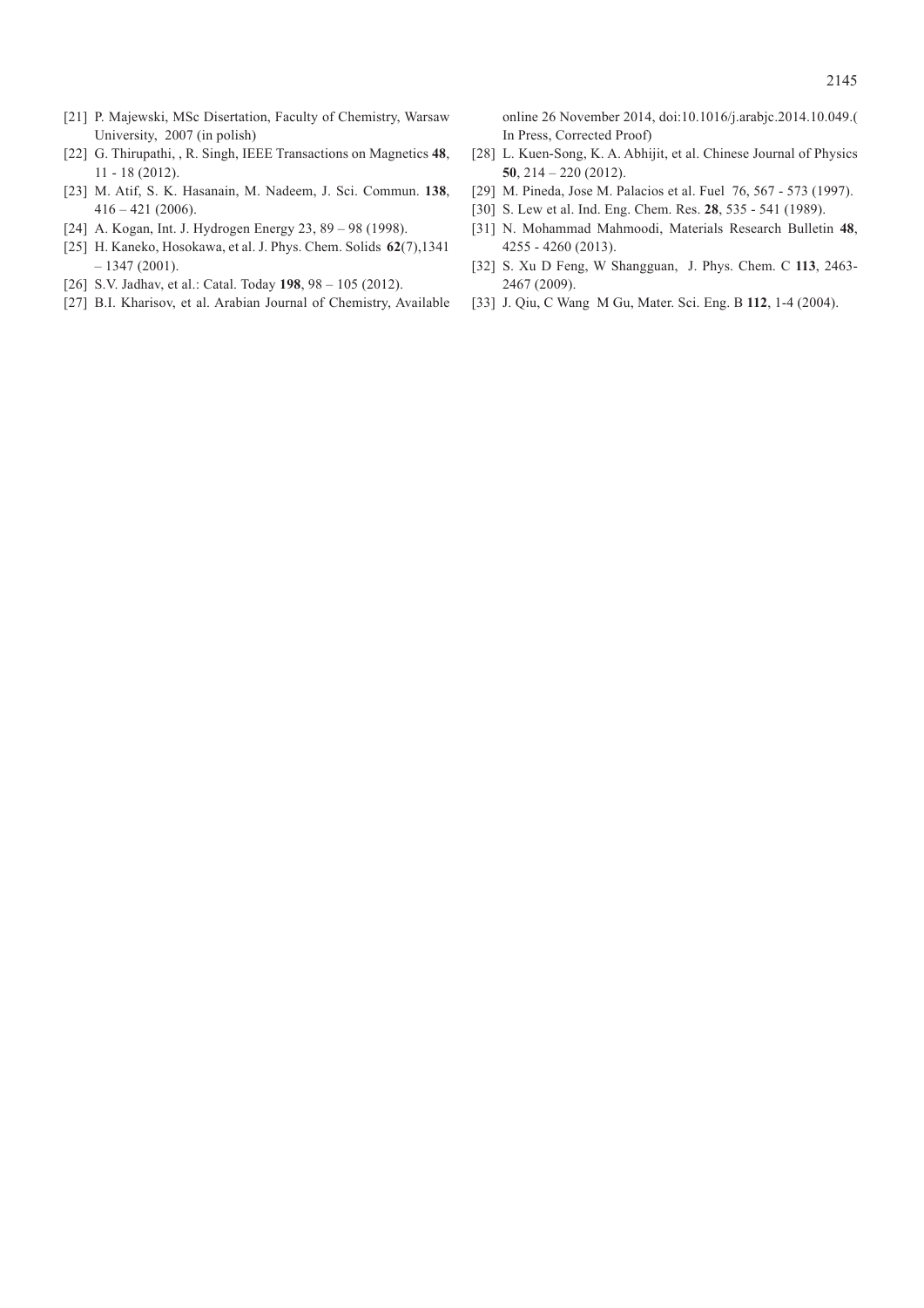[21] P. Majewski, MSc Disertation, Faculty of Chemistry, Warsaw University, 2007 (in polish)

[22] G. Thirupathi, , R. Singh, IEEE Transactions on Magnetics **48**, 11 - 18 (2012).

[23] M. Atif, S. K. Hasanain, M. Nadeem, J. Sci. Commun. **138**, 416 – 421 (2006).

[24] A. Kogan, Int. J. Hydrogen Energy 23, 89 – 98 (1998).

[25] H. Kaneko, Hosokawa, et al. J. Phys. Chem. Solids **62**(7),1341 – 1347 (2001).

[26] S.V. Jadhav, et al.: Catal. Today **198**, 98 – 105 (2012).

[27] B.I. Kharisov, et al. Arabian Journal of Chemistry, Available online 26 November 2014, doi:10.1016/j.arabjc.2014.10.049.( In Press, Corrected Proof)

[28] L. Kuen-Song, K. A. Abhijit, et al. Chinese Journal of Physics **50**, 214 – 220 (2012).

[29] M. Pineda, Jose M. Palacios et al. Fuel 76, 567 - 573 (1997).

[30] S. Lew et al. Ind. Eng. Chem. Res. **28**, 535 - 541 (1989).

[31] N. Mohammad Mahmoodi, Materials Research Bulletin **48**, 4255 - 4260 (2013).

[32] S. Xu D Feng, W Shangguan, J. Phys. Chem. C **113**, 2463-2467 (2009).

[33] J. Qiu, C Wang M Gu, Mater. Sci. Eng. B **112**, 1-4 (2004).